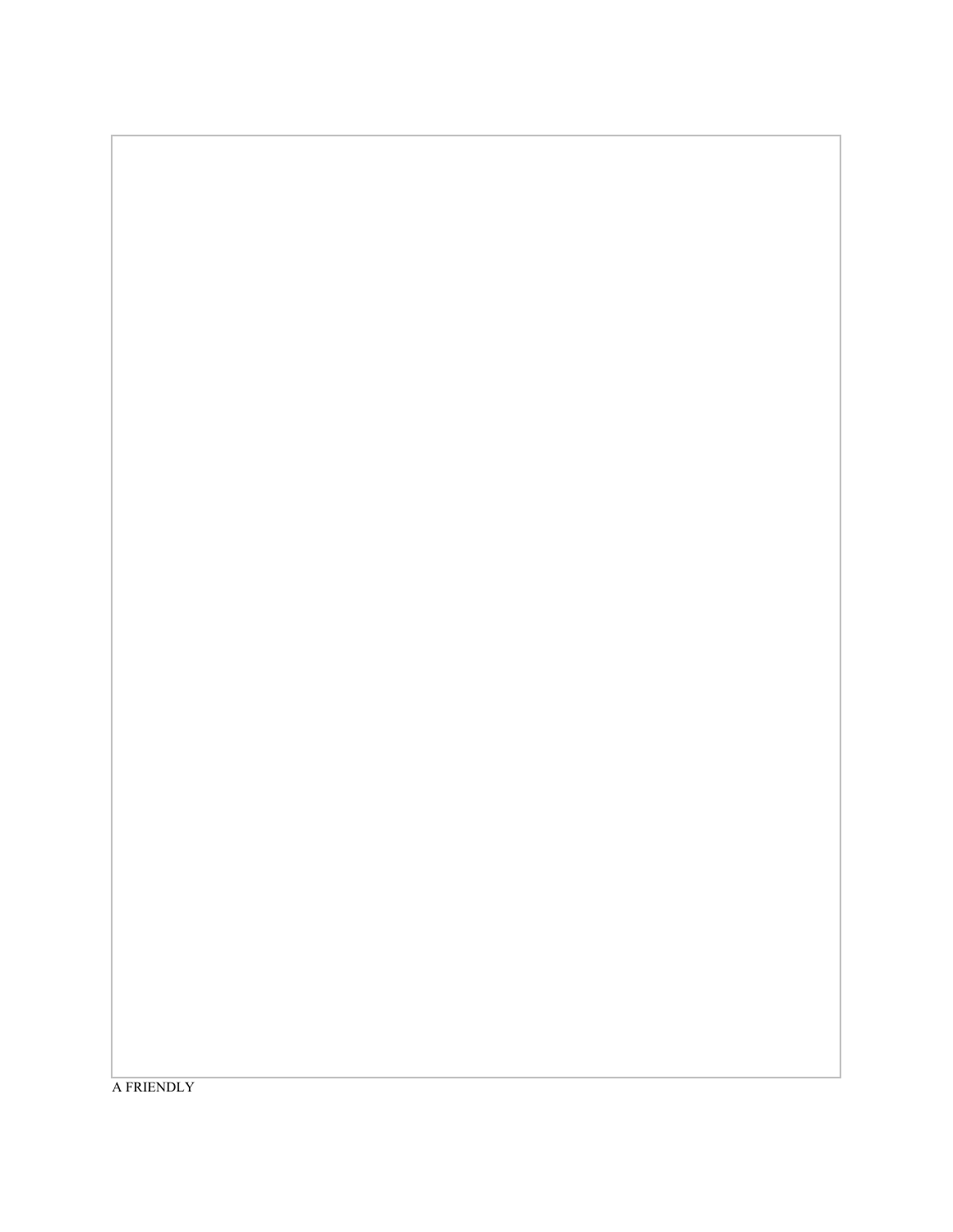A FRIENDLY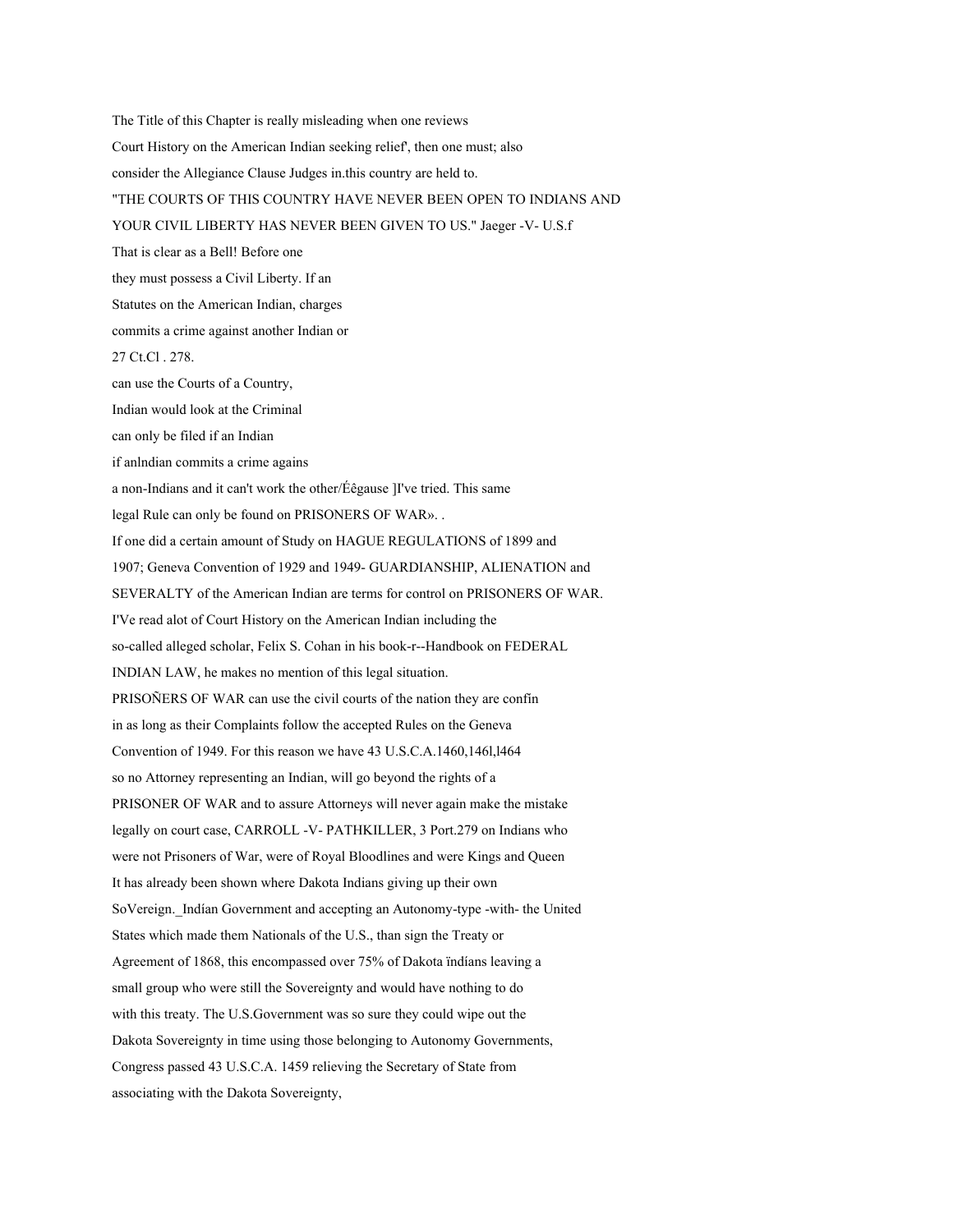The Title of this Chapter is really misleading when one reviews
Court History on the American Indian seeking relief', then one must; also
consider the Allegiance Clause Judges in.this country are held to.

"THE COURTS OF THIS COUNTRY HAVE NEVER BEEN OPEN TO INDIANS AND
YOUR CIVIL LIBERTY HAS NEVER BEEN GIVEN TO US." Jaeger -V- U.S.f

That is clear as a Bell! Before one
they must possess a Civil Liberty. If an
Statutes on the American Indian, charges
commits a crime against another Indian or

27 Ct.Cl . 278.

can use the Courts of a Country,
Indian would look at the Criminal
can only be filed if an Indian
if anIndian commits a crime agains
a non-Indians and it can't work the other/Éêgause ]I've tried. This same
legal Rule can only be found on PRISONERS OF WAR». .

If one did a certain amount of Study on HAGUE REGULATIONS of 1899 and
1907; Geneva Convention of 1929 and 1949- GUARDIANSHIP, ALIENATION and
SEVERALTY of the American Indian are terms for control on PRISONERS OF WAR.
I'Ve read alot of Court History on the American Indian including the
so-called alleged scholar, Felix S. Cohan in his book-r--Handbook on FEDERAL
INDIAN LAW, he makes no mention of this legal situation.

PRISOÑERS OF WAR can use the civil courts of the nation they are confín
in as long as their Complaints follow the accepted Rules on the Geneva
Convention of 1949. For this reason we have 43 U.S.C.A.1460,146l,l464
so no Attorney representing an Indian, will go beyond the rights of a
PRISONER OF WAR and to assure Attorneys will never again make the mistake
legally on court case, CARROLL -V- PATHKILLER, 3 Port.279 on Indians who
were not Prisoners of War, were of Royal Bloodlines and were Kings and Queen

It has already been shown where Dakota Indians giving up their own
SoVereign._Indían Government and accepting an Autonomy-type -with- the United
States which made them Nationals of the U.S., than sign the Treaty or
Agreement of 1868, this encompassed over 75% of Dakota ïndíans leaving a
small group who were still the Sovereignty and would have nothing to do
with this treaty. The U.S.Government was so sure they could wipe out the
Dakota Sovereignty in time using those belonging to Autonomy Governments,
Congress passed 43 U.S.C.A. 1459 relieving the Secretary of State from
associating with the Dakota Sovereignty,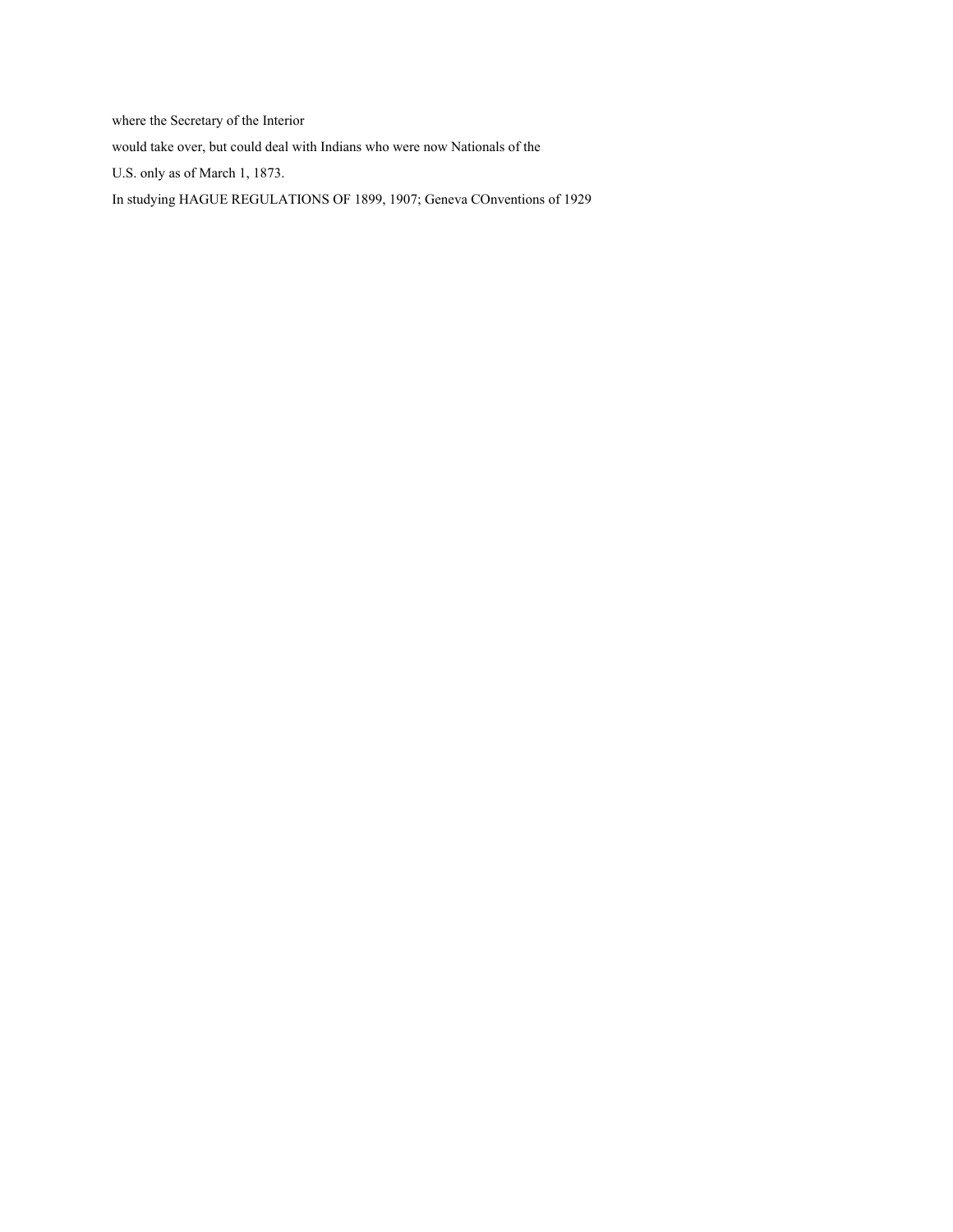where the Secretary of the Interior

would take over, but could deal with Indians who were now Nationals of the

U.S. only as of March 1, 1873.

In studying HAGUE REGULATIONS OF 1899, 1907; Geneva COnventions of 1929